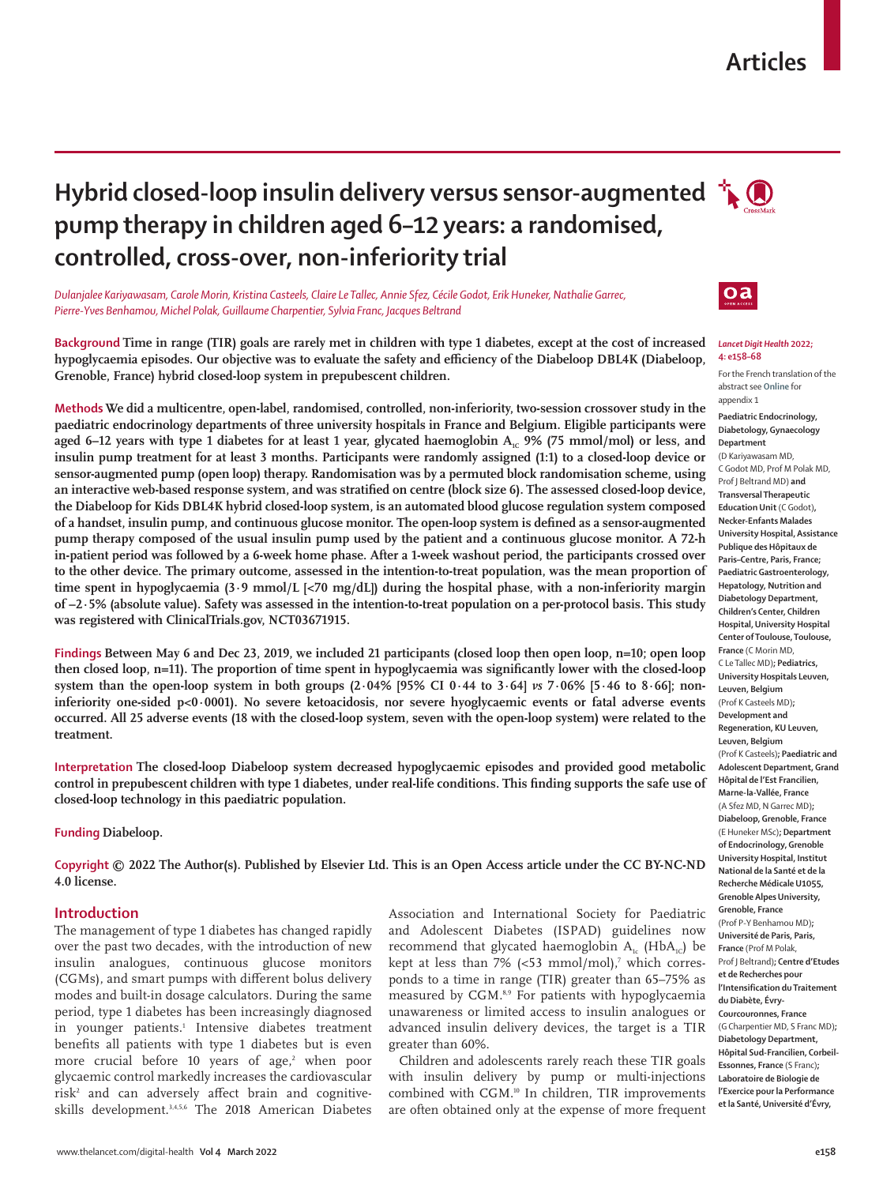# Hybrid closed-loop insulin delivery versus sensor-augmented pump therapy in children aged 6–12 years: a randomised, controlled, cross-over, non-inferiority trial

*Dulanjalee Kariyawasam, Carole Morin, Kristina Casteels, Claire Le Tallec, Annie Sfez, Cécile Godot, Erik Huneker, Nathalie Garrec, Pierre-Yves Benhamou, Michel Polak, Guillaume Charpentier, Sylvia Franc, Jacques Beltrand*

**Background** Time in range (TIR) goals are rarely met in children with type 1 diabetes, except at the cost of increased hypoglycaemia episodes. Our objective was to evaluate the safety and efficiency of the Diabeloop DBL4K (Diabeloop, Grenoble, France) hybrid closed-loop system in prepubescent children.

**Methods** We did a multicentre, open-label, randomised, controlled, non-inferiority, two-session crossover study in the paediatric endocrinology departments of three university hospitals in France and Belgium. Eligible participants were aged 6–12 years with type 1 diabetes for at least 1 year, glycated haemoglobin $A_{1c}$ 9% (75 mmol/mol) or less, and insulin pump treatment for at least 3 months. Participants were randomly assigned (1:1) to a closed-loop device or sensor-augmented pump (open loop) therapy. Randomisation was by a permuted block randomisation scheme, using an interactive web-based response system, and was stratified on centre (block size 6). The assessed closed-loop device, the Diabeloop for Kids DBL4K hybrid closed-loop system, is an automated blood glucose regulation system composed of a handset, insulin pump, and continuous glucose monitor. The open-loop system is defined as a sensor-augmented pump therapy composed of the usual insulin pump used by the patient and a continuous glucose monitor. A 72-h in-patient period was followed by a 6-week home phase. After a 1-week washout period, the participants crossed over to the other device. The primary outcome, assessed in the intention-to-treat population, was the mean proportion of time spent in hypoglycaemia (3·9 mmol/L [<70 mg/dL]) during the hospital phase, with a non-inferiority margin of –2·5% (absolute value). Safety was assessed in the intention-to-treat population on a per-protocol basis. This study was registered with ClinicalTrials.gov, NCT03671915.

**Findings** Between May 6 and Dec 23, 2019, we included 21 participants (closed loop then open loop, n=10; open loop then closed loop, n=11). The proportion of time spent in hypoglycaemia was significantly lower with the closed-loop system than the open-loop system in both groups (2·04% [95% CI 0·44 to 3·64] *vs* 7·06% [5·46 to 8·66]; non-inferiority one-sided p<0·0001). No severe ketoacidosis, nor severe hyoglycaemic events or fatal adverse events occurred. All 25 adverse events (18 with the closed-loop system, seven with the open-loop system) were related to the treatment.

**Interpretation** The closed-loop Diabeloop system decreased hypoglycaemic episodes and provided good metabolic control in prepubescent children with type 1 diabetes, under real-life conditions. This finding supports the safe use of closed-loop technology in this paediatric population.

**Funding** Diabeloop.

**Copyright** © 2022 The Author(s). Published by Elsevier Ltd. This is an Open Access article under the CC BY-NC-ND 4.0 license.

*Lancet Digit Health* 2022; 4: e158–68

For the French translation of the abstract see **Online** for appendix 1

**Paediatric Endocrinology, Diabetology, Gynaecology Department** (D Kariyawasam MD, C Godot MD, Prof M Polak MD, Prof J Beltrand MD) **and Transversal Therapeutic Education Unit** (C Godot), **Necker-Enfants Malades University Hospital, Assistance Publique des Hôpitaux de Paris–Centre, Paris, France; Paediatric Gastroenterology, Hepatology, Nutrition and Diabetology Department, Children's Center, Children Hospital, University Hospital Center of Toulouse, Toulouse, France** (C Morin MD, C Le Tallec MD)**; Pediatrics, University Hospitals Leuven, Leuven, Belgium** (Prof K Casteels MD)**; Development and Regeneration, KU Leuven, Leuven, Belgium** (Prof K Casteels)**; Paediatric and Adolescent Department, Grand Hôpital de l'Est Francilien, Marne-la-Vallée, France** (A Sfez MD, N Garrec MD)**; Diabeloop, Grenoble, France** (E Huneker MSc)**; Department of Endocrinology, Grenoble University Hospital, Institut National de la Santé et de la Recherche Médicale U1055, Grenoble Alpes University, Grenoble, France** (Prof P-Y Benhamou MD)**; Université de Paris, Paris, France** (Prof M Polak, Prof J Beltrand)**; Centre d'Etudes et de Recherches pour l'Intensification du Traitement du Diabète, Évry-Courcouronnes, France** (G Charpentier MD, S Franc MD)**; Diabetology Department, Hôpital Sud-Francilien, Corbeil-Essonnes, France** (S Franc)**; Laboratoire de Biologie de l'Exercice pour la Performance et la Santé, Université d'Évry,**

## Introduction

The management of type 1 diabetes has changed rapidly over the past two decades, with the introduction of new insulin analogues, continuous glucose monitors (CGMs), and smart pumps with different bolus delivery modes and built-in dosage calculators. During the same period, type 1 diabetes has been increasingly diagnosed in younger patients.[1] Intensive diabetes treatment benefits all patients with type 1 diabetes but is even more crucial before 10 years of age,[2] when poor glycaemic control markedly increases the cardiovascular risk[2] and can adversely affect brain and cognitive-skills development.[3,4,5,6] The 2018 American Diabetes Association and International Society for Paediatric and Adolescent Diabetes (ISPAD) guidelines now recommend that glycated haemoglobin $A_{1c}$ ($HbA_{1c}$) be kept at less than 7% (<53 mmol/mol),[7] which corresponds to a time in range (TIR) greater than 65–75% as measured by CGM.[8,9] For patients with hypoglycaemia unawareness or limited access to insulin analogues or advanced insulin delivery devices, the target is a TIR greater than 60%.

Children and adolescents rarely reach these TIR goals with insulin delivery by pump or multi-injections combined with CGM.[10] In children, TIR improvements are often obtained only at the expense of more frequent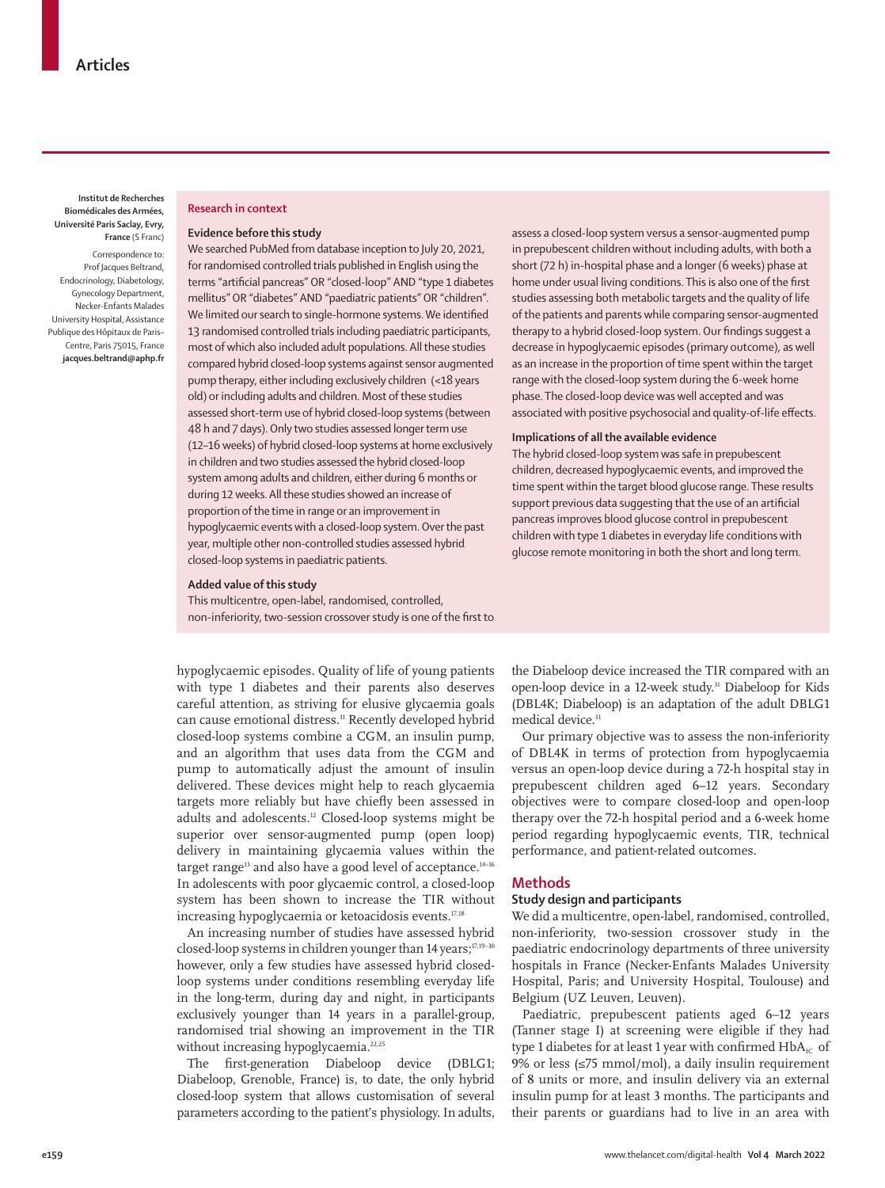Institut de Recherches Biomédicales des Armées, Université Paris Saclay, Evry, France (S Franc)

Correspondence to: Prof Jacques Beltrand, Endocrinology, Diabetology, Gynecology Department, Necker-Enfants Malades University Hospital, Assistance Publique des Hôpitaux de Paris–Centre, Paris 75015, France **jacques.beltrand@aphp.fr**

### Research in context

**Evidence before this study**

We searched PubMed from database inception to July 20, 2021, for randomised controlled trials published in English using the terms "artificial pancreas" OR "closed-loop" AND "type 1 diabetes mellitus" OR "diabetes" AND "paediatric patients" OR "children". We limited our search to single-hormone systems. We identified 13 randomised controlled trials including paediatric participants, most of which also included adult populations. All these studies compared hybrid closed-loop systems against sensor augmented pump therapy, either including exclusively children (<18 years old) or including adults and children. Most of these studies assessed short-term use of hybrid closed-loop systems (between 48 h and 7 days). Only two studies assessed longer term use (12–16 weeks) of hybrid closed-loop systems at home exclusively in children and two studies assessed the hybrid closed-loop system among adults and children, either during 6 months or during 12 weeks. All these studies showed an increase of proportion of the time in range or an improvement in hypoglycaemic events with a closed-loop system. Over the past year, multiple other non-controlled studies assessed hybrid closed-loop systems in paediatric patients.

**Added value of this study**

This multicentre, open-label, randomised, controlled, non-inferiority, two-session crossover study is one of the first to assess a closed-loop system versus a sensor-augmented pump in prepubescent children without including adults, with both a short (72 h) in-hospital phase and a longer (6 weeks) phase at home under usual living conditions. This is also one of the first studies assessing both metabolic targets and the quality of life of the patients and parents while comparing sensor-augmented therapy to a hybrid closed-loop system. Our findings suggest a decrease in hypoglycaemic episodes (primary outcome), as well as an increase in the proportion of time spent within the target range with the closed-loop system during the 6-week home phase. The closed-loop device was well accepted and was associated with positive psychosocial and quality-of-life effects.

**Implications of all the available evidence**

The hybrid closed-loop system was safe in prepubescent children, decreased hypoglycaemic events, and improved the time spent within the target blood glucose range. These results support previous data suggesting that the use of an artificial pancreas improves blood glucose control in prepubescent children with type 1 diabetes in everyday life conditions with glucose remote monitoring in both the short and long term.

hypoglycaemic episodes. Quality of life of young patients with type 1 diabetes and their parents also deserves careful attention, as striving for elusive glycaemia goals can cause emotional distress.[11] Recently developed hybrid closed-loop systems combine a CGM, an insulin pump, and an algorithm that uses data from the CGM and pump to automatically adjust the amount of insulin delivered. These devices might help to reach glycaemia targets more reliably but have chiefly been assessed in adults and adolescents.[12] Closed-loop systems might be superior over sensor-augmented pump (open loop) delivery in maintaining glycaemia values within the target range[13] and also have a good level of acceptance.[14–16] In adolescents with poor glycaemic control, a closed-loop system has been shown to increase the TIR without increasing hypoglycaemia or ketoacidosis events.[17,18]

An increasing number of studies have assessed hybrid closed-loop systems in children younger than 14 years;[17,19–30] however, only a few studies have assessed hybrid closed-loop systems under conditions resembling everyday life in the long-term, during day and night, in participants exclusively younger than 14 years in a parallel-group, randomised trial showing an improvement in the TIR without increasing hypoglycaemia.[22,25]

The first-generation Diabeloop device (DBLG1; Diabeloop, Grenoble, France) is, to date, the only hybrid closed-loop system that allows customisation of several parameters according to the patient's physiology. In adults, the Diabeloop device increased the TIR compared with an open-loop device in a 12-week study.[31] Diabeloop for Kids (DBL4K; Diabeloop) is an adaptation of the adult DBLG1 medical device.[31]

Our primary objective was to assess the non-inferiority of DBL4K in terms of protection from hypoglycaemia versus an open-loop device during a 72-h hospital stay in prepubescent children aged 6–12 years. Secondary objectives were to compare closed-loop and open-loop therapy over the 72-h hospital period and a 6-week home period regarding hypoglycaemic events, TIR, technical performance, and patient-related outcomes.

## Methods

### Study design and participants

We did a multicentre, open-label, randomised, controlled, non-inferiority, two-session crossover study in the paediatric endocrinology departments of three university hospitals in France (Necker-Enfants Malades University Hospital, Paris; and University Hospital, Toulouse) and Belgium (UZ Leuven, Leuven).

Paediatric, prepubescent patients aged 6–12 years (Tanner stage I) at screening were eligible if they had type 1 diabetes for at least 1 year with confirmed $HbA_{1c}$ of 9% or less (≤75 mmol/mol), a daily insulin requirement of 8 units or more, and insulin delivery via an external insulin pump for at least 3 months. The participants and their parents or guardians had to live in an area with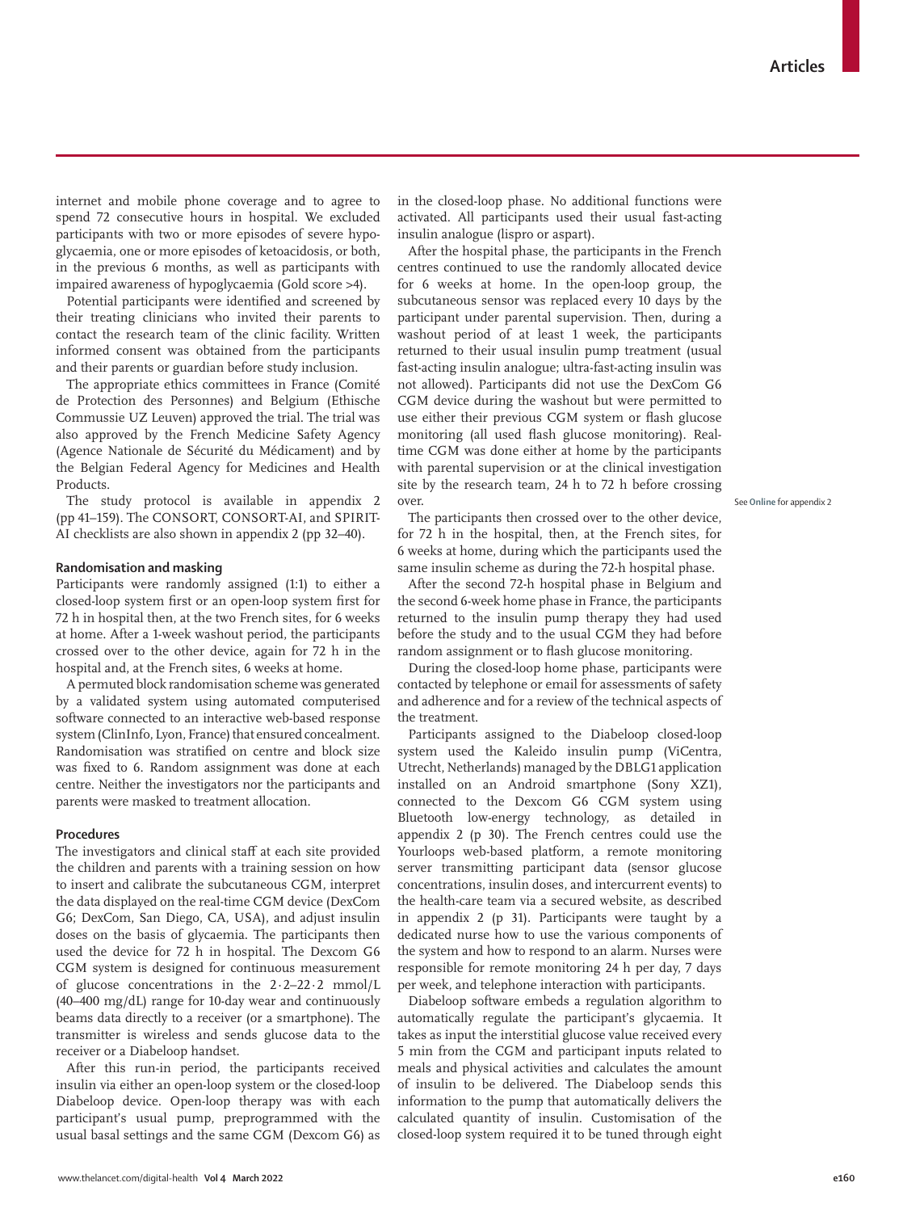internet and mobile phone coverage and to agree to spend 72 consecutive hours in hospital. We excluded participants with two or more episodes of severe hypoglycaemia, one or more episodes of ketoacidosis, or both, in the previous 6 months, as well as participants with impaired awareness of hypoglycaemia (Gold score >4).

Potential participants were identified and screened by their treating clinicians who invited their parents to contact the research team of the clinic facility. Written informed consent was obtained from the participants and their parents or guardian before study inclusion.

The appropriate ethics committees in France (Comité de Protection des Personnes) and Belgium (Ethische Commussie UZ Leuven) approved the trial. The trial was also approved by the French Medicine Safety Agency (Agence Nationale de Sécurité du Médicament) and by the Belgian Federal Agency for Medicines and Health Products.

The study protocol is available in appendix 2 (pp 41–159). The CONSORT, CONSORT-AI, and SPIRIT-AI checklists are also shown in appendix 2 (pp 32–40).

### Randomisation and masking

Participants were randomly assigned (1:1) to either a closed-loop system first or an open-loop system first for 72 h in hospital then, at the two French sites, for 6 weeks at home. After a 1-week washout period, the participants crossed over to the other device, again for 72 h in the hospital and, at the French sites, 6 weeks at home.

A permuted block randomisation scheme was generated by a validated system using automated computerised software connected to an interactive web-based response system (ClinInfo, Lyon, France) that ensured concealment. Randomisation was stratified on centre and block size was fixed to 6. Random assignment was done at each centre. Neither the investigators nor the participants and parents were masked to treatment allocation.

### Procedures

The investigators and clinical staff at each site provided the children and parents with a training session on how to insert and calibrate the subcutaneous CGM, interpret the data displayed on the real-time CGM device (DexCom G6; DexCom, San Diego, CA, USA), and adjust insulin doses on the basis of glycaemia. The participants then used the device for 72 h in hospital. The Dexcom G6 CGM system is designed for continuous measurement of glucose concentrations in the 2·2–22·2 mmol/L (40–400 mg/dL) range for 10-day wear and continuously beams data directly to a receiver (or a smartphone). The transmitter is wireless and sends glucose data to the receiver or a Diabeloop handset.

After this run-in period, the participants received insulin via either an open-loop system or the closed-loop Diabeloop device. Open-loop therapy was with each participant's usual pump, preprogrammed with the usual basal settings and the same CGM (Dexcom G6) as in the closed-loop phase. No additional functions were activated. All participants used their usual fast-acting insulin analogue (lispro or aspart).

After the hospital phase, the participants in the French centres continued to use the randomly allocated device for 6 weeks at home. In the open-loop group, the subcutaneous sensor was replaced every 10 days by the participant under parental supervision. Then, during a washout period of at least 1 week, the participants returned to their usual insulin pump treatment (usual fast-acting insulin analogue; ultra-fast-acting insulin was not allowed). Participants did not use the DexCom G6 CGM device during the washout but were permitted to use either their previous CGM system or flash glucose monitoring (all used flash glucose monitoring). Real-time CGM was done either at home by the participants with parental supervision or at the clinical investigation site by the research team, 24 h to 72 h before crossing over.

See Online for appendix 2

The participants then crossed over to the other device, for 72 h in the hospital, then, at the French sites, for 6 weeks at home, during which the participants used the same insulin scheme as during the 72-h hospital phase.

After the second 72-h hospital phase in Belgium and the second 6-week home phase in France, the participants returned to the insulin pump therapy they had used before the study and to the usual CGM they had before random assignment or to flash glucose monitoring.

During the closed-loop home phase, participants were contacted by telephone or email for assessments of safety and adherence and for a review of the technical aspects of the treatment.

Participants assigned to the Diabeloop closed-loop system used the Kaleido insulin pump (ViCentra, Utrecht, Netherlands) managed by the DBLG1 application installed on an Android smartphone (Sony XZ1), connected to the Dexcom G6 CGM system using Bluetooth low-energy technology, as detailed in appendix 2 (p 30). The French centres could use the Yourloops web-based platform, a remote monitoring server transmitting participant data (sensor glucose concentrations, insulin doses, and intercurrent events) to the health-care team via a secured website, as described in appendix 2 (p 31). Participants were taught by a dedicated nurse how to use the various components of the system and how to respond to an alarm. Nurses were responsible for remote monitoring 24 h per day, 7 days per week, and telephone interaction with participants.

Diabeloop software embeds a regulation algorithm to automatically regulate the participant's glycaemia. It takes as input the interstitial glucose value received every 5 min from the CGM and participant inputs related to meals and physical activities and calculates the amount of insulin to be delivered. The Diabeloop sends this information to the pump that automatically delivers the calculated quantity of insulin. Customisation of the closed-loop system required it to be tuned through eight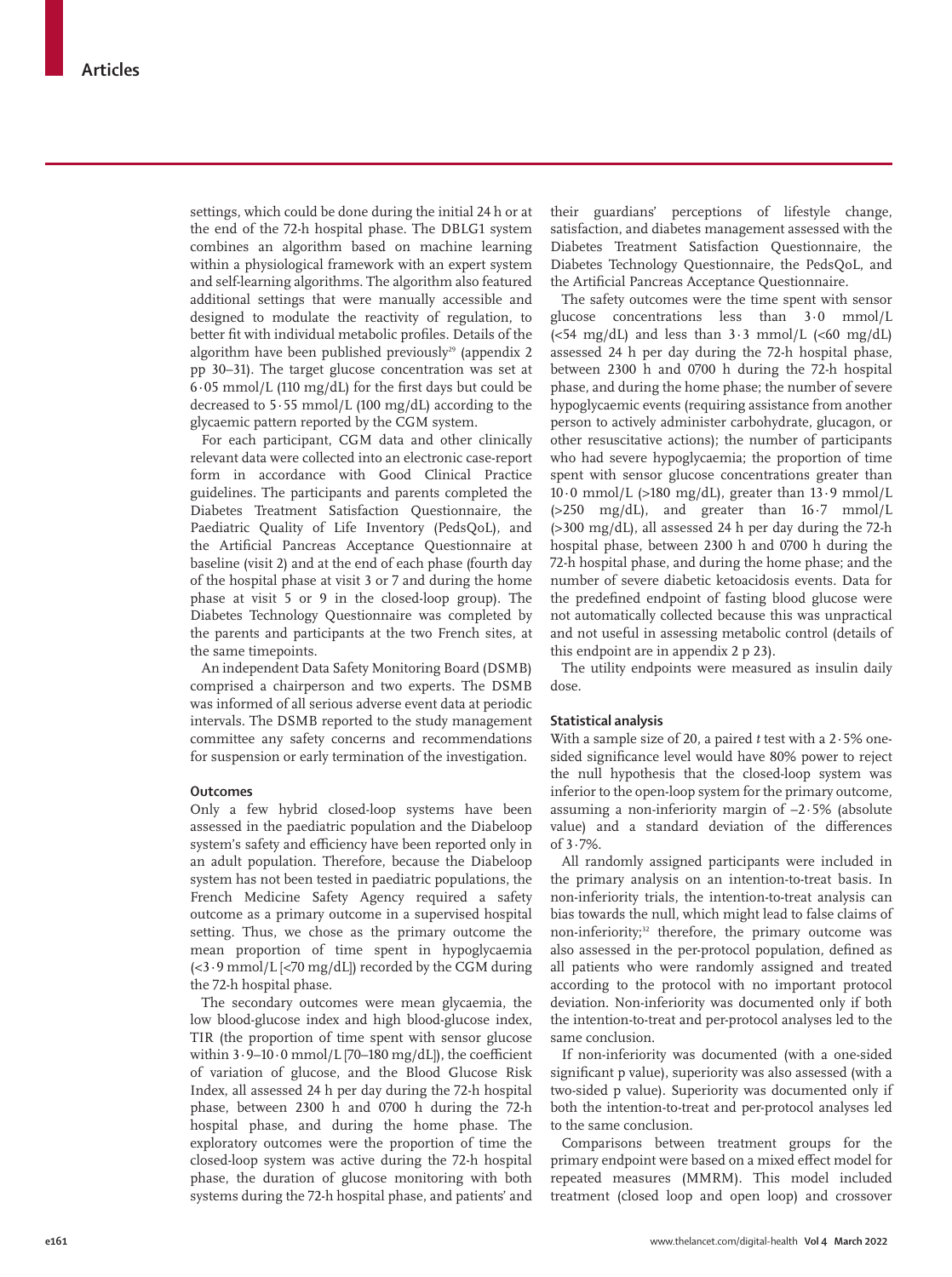settings, which could be done during the initial 24 h or at the end of the 72-h hospital phase. The DBLG1 system combines an algorithm based on machine learning within a physiological framework with an expert system and self-learning algorithms. The algorithm also featured additional settings that were manually accessible and designed to modulate the reactivity of regulation, to better fit with individual metabolic profiles. Details of the algorithm have been published previously[29] (appendix 2 pp 30–31). The target glucose concentration was set at 6·05 mmol/L (110 mg/dL) for the first days but could be decreased to 5·55 mmol/L (100 mg/dL) according to the glycaemic pattern reported by the CGM system.

For each participant, CGM data and other clinically relevant data were collected into an electronic case-report form in accordance with Good Clinical Practice guidelines. The participants and parents completed the Diabetes Treatment Satisfaction Questionnaire, the Paediatric Quality of Life Inventory (PedsQoL), and the Artificial Pancreas Acceptance Questionnaire at baseline (visit 2) and at the end of each phase (fourth day of the hospital phase at visit 3 or 7 and during the home phase at visit 5 or 9 in the closed-loop group). The Diabetes Technology Questionnaire was completed by the parents and participants at the two French sites, at the same timepoints.

An independent Data Safety Monitoring Board (DSMB) comprised a chairperson and two experts. The DSMB was informed of all serious adverse event data at periodic intervals. The DSMB reported to the study management committee any safety concerns and recommendations for suspension or early termination of the investigation.

## Outcomes

Only a few hybrid closed-loop systems have been assessed in the paediatric population and the Diabeloop system's safety and efficiency have been reported only in an adult population. Therefore, because the Diabeloop system has not been tested in paediatric populations, the French Medicine Safety Agency required a safety outcome as a primary outcome in a supervised hospital setting. Thus, we chose as the primary outcome the mean proportion of time spent in hypoglycaemia (<3·9 mmol/L [<70 mg/dL]) recorded by the CGM during the 72-h hospital phase.

The secondary outcomes were mean glycaemia, the low blood-glucose index and high blood-glucose index, TIR (the proportion of time spent with sensor glucose within 3·9–10·0 mmol/L [70–180 mg/dL]), the coefficient of variation of glucose, and the Blood Glucose Risk Index, all assessed 24 h per day during the 72-h hospital phase, between 2300 h and 0700 h during the 72-h hospital phase, and during the home phase. The exploratory outcomes were the proportion of time the closed-loop system was active during the 72-h hospital phase, the duration of glucose monitoring with both systems during the 72-h hospital phase, and patients' and their guardians' perceptions of lifestyle change, satisfaction, and diabetes management assessed with the Diabetes Treatment Satisfaction Questionnaire, the Diabetes Technology Questionnaire, the PedsQoL, and the Artificial Pancreas Acceptance Questionnaire.

The safety outcomes were the time spent with sensor glucose concentrations less than 3·0 mmol/L (<54 mg/dL) and less than 3·3 mmol/L (<60 mg/dL) assessed 24 h per day during the 72-h hospital phase, between 2300 h and 0700 h during the 72-h hospital phase, and during the home phase; the number of severe hypoglycaemic events (requiring assistance from another person to actively administer carbohydrate, glucagon, or other resuscitative actions); the number of participants who had severe hypoglycaemia; the proportion of time spent with sensor glucose concentrations greater than 10·0 mmol/L (>180 mg/dL), greater than 13·9 mmol/L (>250 mg/dL), and greater than 16·7 mmol/L (>300 mg/dL), all assessed 24 h per day during the 72-h hospital phase, between 2300 h and 0700 h during the 72-h hospital phase, and during the home phase; and the number of severe diabetic ketoacidosis events. Data for the predefined endpoint of fasting blood glucose were not automatically collected because this was unpractical and not useful in assessing metabolic control (details of this endpoint are in appendix 2 p 23).

The utility endpoints were measured as insulin daily dose.

## Statistical analysis

With a sample size of 20, a paired *t* test with a 2·5% one-sided significance level would have 80% power to reject the null hypothesis that the closed-loop system was inferior to the open-loop system for the primary outcome, assuming a non-inferiority margin of –2·5% (absolute value) and a standard deviation of the differences of 3·7%.

All randomly assigned participants were included in the primary analysis on an intention-to-treat basis. In non-inferiority trials, the intention-to-treat analysis can bias towards the null, which might lead to false claims of non-inferiority;[32] therefore, the primary outcome was also assessed in the per-protocol population, defined as all patients who were randomly assigned and treated according to the protocol with no important protocol deviation. Non-inferiority was documented only if both the intention-to-treat and per-protocol analyses led to the same conclusion.

If non-inferiority was documented (with a one-sided significant p value), superiority was also assessed (with a two-sided p value). Superiority was documented only if both the intention-to-treat and per-protocol analyses led to the same conclusion.

Comparisons between treatment groups for the primary endpoint were based on a mixed effect model for repeated measures (MMRM). This model included treatment (closed loop and open loop) and crossover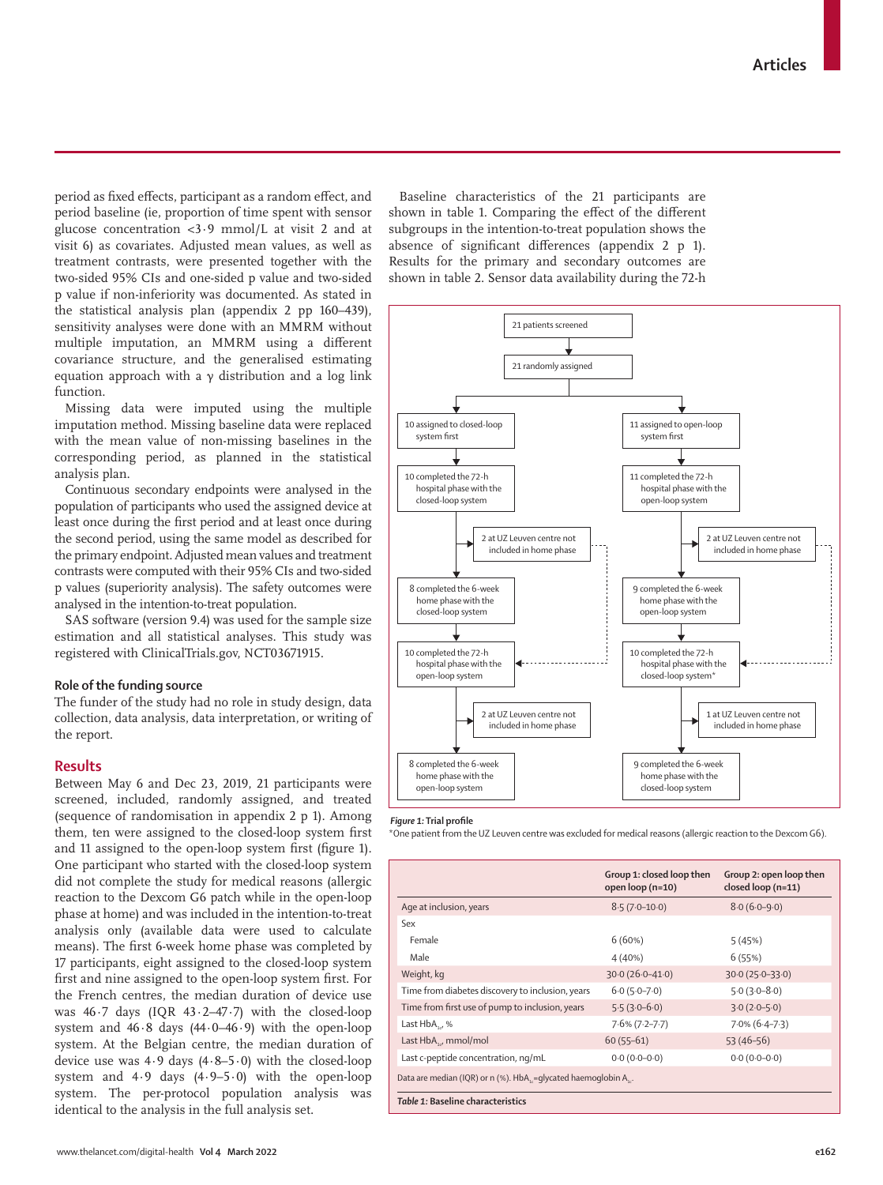period as fixed effects, participant as a random effect, and period baseline (ie, proportion of time spent with sensor glucose concentration <3·9 mmol/L at visit 2 and at visit 6) as covariates. Adjusted mean values, as well as treatment contrasts, were presented together with the two-sided 95% CIs and one-sided p value and two-sided p value if non-inferiority was documented. As stated in the statistical analysis plan (appendix 2 pp 160–439), sensitivity analyses were done with an MMRM without multiple imputation, an MMRM using a different covariance structure, and the generalised estimating equation approach with a γ distribution and a log link function.

Missing data were imputed using the multiple imputation method. Missing baseline data were replaced with the mean value of non-missing baselines in the corresponding period, as planned in the statistical analysis plan.

Continuous secondary endpoints were analysed in the population of participants who used the assigned device at least once during the first period and at least once during the second period, using the same model as described for the primary endpoint. Adjusted mean values and treatment contrasts were computed with their 95% CIs and two-sided p values (superiority analysis). The safety outcomes were analysed in the intention-to-treat population.

SAS software (version 9.4) was used for the sample size estimation and all statistical analyses. This study was registered with ClinicalTrials.gov, NCT03671915.

### Role of the funding source

The funder of the study had no role in study design, data collection, data analysis, data interpretation, or writing of the report.

## Results

Between May 6 and Dec 23, 2019, 21 participants were screened, included, randomly assigned, and treated (sequence of randomisation in appendix 2 p 1). Among them, ten were assigned to the closed-loop system first and 11 assigned to the open-loop system first (figure 1). One participant who started with the closed-loop system did not complete the study for medical reasons (allergic reaction to the Dexcom G6 patch while in the open-loop phase at home) and was included in the intention-to-treat analysis only (available data were used to calculate means). The first 6-week home phase was completed by 17 participants, eight assigned to the closed-loop system first and nine assigned to the open-loop system first. For the French centres, the median duration of device use was 46·7 days (IQR 43·2–47·7) with the closed-loop system and 46·8 days (44·0–46·9) with the open-loop system. At the Belgian centre, the median duration of device use was 4·9 days (4·8–5·0) with the closed-loop system and 4·9 days (4·9–5·0) with the open-loop system. The per-protocol population analysis was identical to the analysis in the full analysis set.

Baseline characteristics of the 21 participants are shown in table 1. Comparing the effect of the different subgroups in the intention-to-treat population shows the absence of significant differences (appendix 2 p 1). Results for the primary and secondary outcomes are shown in table 2. Sensor data availability during the 72-h

21 patients screened → 21 randomly assigned

- 10 assigned to closed-loop system first → 10 completed the 72-h hospital phase with the closed-loop system → 2 at UZ Leuven centre not included in home phase → 8 completed the 6-week home phase with the closed-loop system → 10 completed the 72-h hospital phase with the open-loop system → 2 at UZ Leuven centre not included in home phase → 8 completed the 6-week home phase with the open-loop system
- 11 assigned to open-loop system first → 11 completed the 72-h hospital phase with the open-loop system → 2 at UZ Leuven centre not included in home phase → 9 completed the 6-week home phase with the open-loop system → 10 completed the 72-h hospital phase with the closed-loop system* → 1 at UZ Leuven centre not included in home phase → 9 completed the 6-week home phase with the closed-loop system

*Figure 1:* **Trial profile**

*One patient from the UZ Leuven centre was excluded for medical reasons (allergic reaction to the Dexcom G6).

| | Group 1: closed loop then open loop (n=10) | Group 2: open loop then closed loop (n=11) |
|---|---|---|
| Age at inclusion, years | 8·5 (7·0–10·0) | 8·0 (6·0–9·0) |
| Sex | | |
| Female | 6 (60%) | 5 (45%) |
| Male | 4 (40%) | 6 (55%) |
| Weight, kg | 30·0 (26·0–41·0) | 30·0 (25·0–33·0) |
| Time from diabetes discovery to inclusion, years | 6·0 (5·0–7·0) | 5·0 (3·0–8·0) |
| Time from first use of pump to inclusion, years | 5·5 (3·0–6·0) | 3·0 (2·0–5·0) |
| Last $HbA_{1c}$, % | 7·6% (7·2–7·7) | 7·0% (6·4–7·3) |
| Last $HbA_{1c}$, mmol/mol | 60 (55–61) | 53 (46–56) |
| Last c-peptide concentration, ng/mL | 0·0 (0·0–0·0) | 0·0 (0·0–0·0) |

Data are median (IQR) or n (%). $HbA_{1c}$=glycated haemoglobin $A_{1c}$.

*Table 1:* **Baseline characteristics**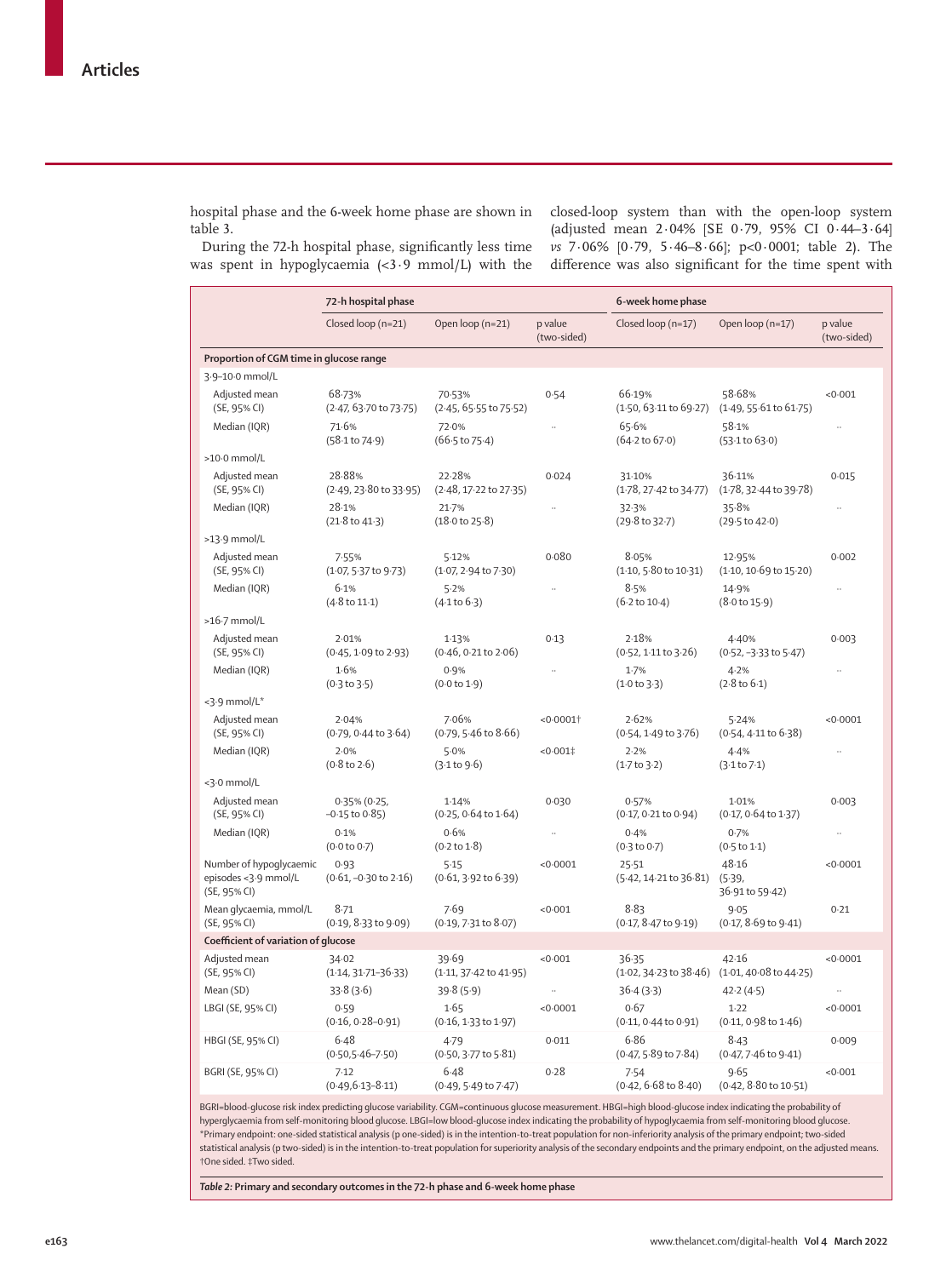hospital phase and the 6-week home phase are shown in table 3.

During the 72-h hospital phase, significantly less time was spent in hypoglycaemia (<3·9 mmol/L) with the closed-loop system than with the open-loop system (adjusted mean 2·04% [SE 0·79, 95% CI 0·44–3·64] *vs* 7·06% [0·79, 5·46–8·66]; p<0·0001; table 2). The difference was also significant for the time spent with

| | 72-h hospital phase | | | 6-week home phase | | |
|---|---|---|---|---|---|---|
| | Closed loop (n=21) | Open loop (n=21) | p value (two-sided) | Closed loop (n=17) | Open loop (n=17) | p value (two-sided) |
| **Proportion of CGM time in glucose range** | | | | | | |
| 3·9–10·0 mmol/L | | | | | | |
| Adjusted mean (SE, 95% CI) | 68·73% (2·47, 63·70 to 73·75) | 70·53% (2·45, 65·55 to 75·52) | 0·54 | 66·19% (1·50, 63·11 to 69·27) | 58·68% (1·49, 55·61 to 61·75) | <0·001 |
| Median (IQR) | 71·6% (58·1 to 74·9) | 72·0% (66·5 to 75·4) | .. | 65·6% (64·2 to 67·0) | 58·1% (53·1 to 63·0) | .. |
| >10·0 mmol/L | | | | | | |
| Adjusted mean (SE, 95% CI) | 28·88% (2·49, 23·80 to 33·95) | 22·28% (2·48, 17·22 to 27·35) | 0·024 | 31·10% (1·78, 27·42 to 34·77) | 36·11% (1·78, 32·44 to 39·78) | 0·015 |
| Median (IQR) | 28·1% (21·8 to 41·3) | 21·7% (18·0 to 25·8) | .. | 32·3% (29·8 to 32·7) | 35·8% (29·5 to 42·0) | .. |
| >13·9 mmol/L | | | | | | |
| Adjusted mean (SE, 95% CI) | 7·55% (1·07, 5·37 to 9·73) | 5·12% (1·07, 2·94 to 7·30) | 0·080 | 8·05% (1·10, 5·80 to 10·31) | 12·95% (1·10, 10·69 to 15·20) | 0·002 |
| Median (IQR) | 6·1% (4·8 to 11·1) | 5·2% (4·1 to 6·3) | .. | 8·5% (6·2 to 10·4) | 14·9% (8·0 to 15·9) | .. |
| >16·7 mmol/L | | | | | | |
| Adjusted mean (SE, 95% CI) | 2·01% (0·45, 1·09 to 2·93) | 1·13% (0·46, 0·21 to 2·06) | 0·13 | 2·18% (0·52, 1·11 to 3·26) | 4·40% (0·52, −3·33 to 5·47) | 0·003 |
| Median (IQR) | 1·6% (0·3 to 3·5) | 0·9% (0·0 to 1·9) | .. | 1·7% (1·0 to 3·3) | 4·2% (2·8 to 6·1) | .. |
| <3·9 mmol/L* | | | | | | |
| Adjusted mean (SE, 95% CI) | 2·04% (0·79, 0·44 to 3·64) | 7·06% (0·79, 5·46 to 8·66) | <0·0001† | 2·62% (0·54, 1·49 to 3·76) | 5·24% (0·54, 4·11 to 6·38) | <0·0001 |
| Median (IQR) | 2·0% (0·8 to 2·6) | 5·0% (3·1 to 9·6) | <0·001‡ | 2·2% (1·7 to 3·2) | 4·4% (3·1 to 7·1) | .. |
| <3·0 mmol/L | | | | | | |
| Adjusted mean (SE, 95% CI) | 0·35% (0·25, −0·15 to 0·85) | 1·14% (0·25, 0·64 to 1·64) | 0·030 | 0·57% (0·17, 0·21 to 0·94) | 1·01% (0·17, 0·64 to 1·37) | 0·003 |
| Median (IQR) | 0·1% (0·0 to 0·7) | 0·6% (0·2 to 1·8) | .. | 0·4% (0·3 to 0·7) | 0·7% (0·5 to 1·1) | .. |
| Number of hypoglycaemic episodes <3·9 mmol/L (SE, 95% CI) | 0·93 (0·61, −0·30 to 2·16) | 5·15 (0·61, 3·92 to 6·39) | <0·0001 | 25·51 (5·42, 14·21 to 36·81) | 48·16 (5·39, 36·91 to 59·42) | <0·0001 |
| Mean glycaemia, mmol/L (SE, 95% CI) | 8·71 (0·19, 8·33 to 9·09) | 7·69 (0·19, 7·31 to 8·07) | <0·001 | 8·83 (0·17, 8·47 to 9·19) | 9·05 (0·17, 8·69 to 9·41) | 0·21 |
| **Coefficient of variation of glucose** | | | | | | |
| Adjusted mean (SE, 95% CI) | 34·02 (1·14, 31·71–36·33) | 39·69 (1·11, 37·42 to 41·95) | <0·001 | 36·35 (1·02, 34·23 to 38·46) | 42·16 (1·01, 40·08 to 44·25) | <0·0001 |
| Mean (SD) | 33·8 (3·6) | 39·8 (5·9) | .. | 36·4 (3·3) | 42·2 (4·5) | .. |
| LBGI (SE, 95% CI) | 0·59 (0·16, 0·28–0·91) | 1·65 (0·16, 1·33 to 1·97) | <0·0001 | 0·67 (0·11, 0·44 to 0·91) | 1·22 (0·11, 0·98 to 1·46) | <0·0001 |
| HBGI (SE, 95% CI) | 6·48 (0·50,5·46–7·50) | 4·79 (0·50, 3·77 to 5·81) | 0·011 | 6·86 (0·47, 5·89 to 7·84) | 8·43 (0·47, 7·46 to 9·41) | 0·009 |
| BGRI (SE, 95% CI) | 7·12 (0·49,6·13–8·11) | 6·48 (0·49, 5·49 to 7·47) | 0·28 | 7·54 (0·42, 6·68 to 8·40) | 9·65 (0·42, 8·80 to 10·51) | <0·001 |

BGRI=blood-glucose risk index predicting glucose variability. CGM=continuous glucose measurement. HBGI=high blood-glucose index indicating the probability of hyperglycaemia from self-monitoring blood glucose. LBGI=low blood-glucose index indicating the probability of hypoglycaemia from self-monitoring blood glucose. *Primary endpoint: one-sided statistical analysis (p one-sided) is in the intention-to-treat population for non-inferiority analysis of the primary endpoint; two-sided statistical analysis (p two-sided) is in the intention-to-treat population for superiority analysis of the secondary endpoints and the primary endpoint, on the adjusted means. †One sided. ‡Two sided.

**Table 2: Primary and secondary outcomes in the 72-h phase and 6-week home phase**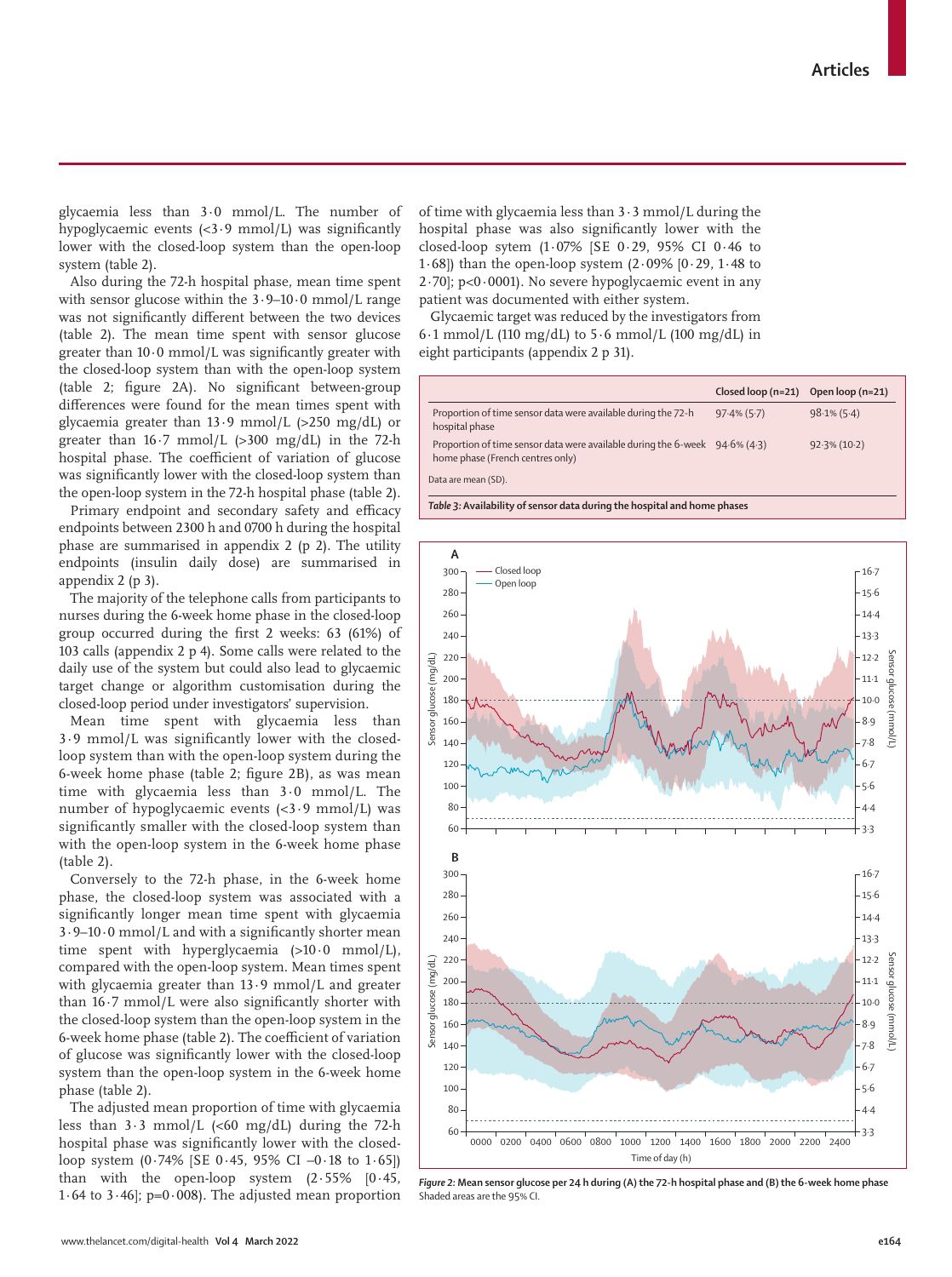glycaemia less than 3·0 mmol/L. The number of hypoglycaemic events (<3·9 mmol/L) was significantly lower with the closed-loop system than the open-loop system (table 2).

Also during the 72-h hospital phase, mean time spent with sensor glucose within the 3·9–10·0 mmol/L range was not significantly different between the two devices (table 2). The mean time spent with sensor glucose greater than 10·0 mmol/L was significantly greater with the closed-loop system than with the open-loop system (table 2; figure 2A). No significant between-group differences were found for the mean times spent with glycaemia greater than 13·9 mmol/L (>250 mg/dL) or greater than 16·7 mmol/L (>300 mg/dL) in the 72-h hospital phase. The coefficient of variation of glucose was significantly lower with the closed-loop system than the open-loop system in the 72-h hospital phase (table 2).

Primary endpoint and secondary safety and efficacy endpoints between 2300 h and 0700 h during the hospital phase are summarised in appendix 2 (p 2). The utility endpoints (insulin daily dose) are summarised in appendix 2 (p 3).

The majority of the telephone calls from participants to nurses during the 6-week home phase in the closed-loop group occurred during the first 2 weeks: 63 (61%) of 103 calls (appendix 2 p 4). Some calls were related to the daily use of the system but could also lead to glycaemic target change or algorithm customisation during the closed-loop period under investigators' supervision.

Mean time spent with glycaemia less than 3·9 mmol/L was significantly lower with the closed-loop system than with the open-loop system during the 6-week home phase (table 2; figure 2B), as was mean time with glycaemia less than 3·0 mmol/L. The number of hypoglycaemic events (<3·9 mmol/L) was significantly smaller with the closed-loop system than with the open-loop system in the 6-week home phase (table 2).

Conversely to the 72-h phase, in the 6-week home phase, the closed-loop system was associated with a significantly longer mean time spent with glycaemia 3·9–10·0 mmol/L and with a significantly shorter mean time spent with hyperglycaemia (>10·0 mmol/L), compared with the open-loop system. Mean times spent with glycaemia greater than 13·9 mmol/L and greater than 16·7 mmol/L were also significantly shorter with the closed-loop system than the open-loop system in the 6-week home phase (table 2). The coefficient of variation of glucose was significantly lower with the closed-loop system than the open-loop system in the 6-week home phase (table 2).

The adjusted mean proportion of time with glycaemia less than 3·3 mmol/L (<60 mg/dL) during the 72-h hospital phase was significantly lower with the closed-loop system (0·74% [SE 0·45, 95% CI –0·18 to 1·65]) than with the open-loop system (2·55% [0·45, 1·64 to 3·46]; p=0·008). The adjusted mean proportion of time with glycaemia less than 3·3 mmol/L during the hospital phase was also significantly lower with the closed-loop sytem (1·07% [SE 0·29, 95% CI 0·46 to 1·68]) than the open-loop system (2·09% [0·29, 1·48 to 2·70]; p<0·0001). No severe hypoglycaemic event in any patient was documented with either system.

Glycaemic target was reduced by the investigators from 6·1 mmol/L (110 mg/dL) to 5·6 mmol/L (100 mg/dL) in eight participants (appendix 2 p 31).

| | Closed loop (n=21) | Open loop (n=21) |
|---|---|---|
| Proportion of time sensor data were available during the 72-h hospital phase | 97·4% (5·7) | 98·1% (5·4) |
| Proportion of time sensor data were available during the 6-week home phase (French centres only) | 94·6% (4·3) | 92·3% (10·2) |

Data are mean (SD).

*Table 3:* **Availability of sensor data during the hospital and home phases**

**Figure 2: Mean sensor glucose per 24 h during (A) the 72-h hospital phase and (B) the 6-week home phase**
Shaded areas are the 95% CI.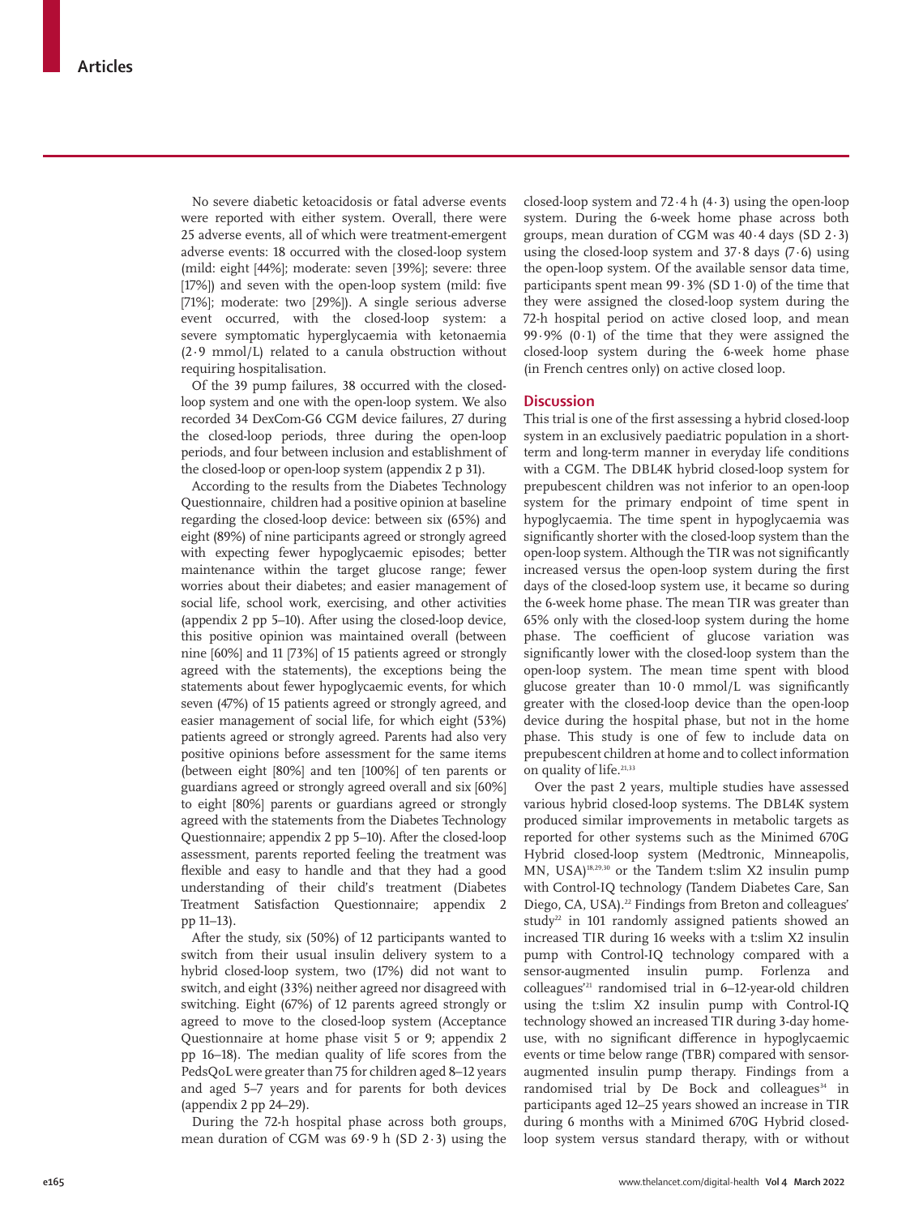No severe diabetic ketoacidosis or fatal adverse events were reported with either system. Overall, there were 25 adverse events, all of which were treatment-emergent adverse events: 18 occurred with the closed-loop system (mild: eight [44%]; moderate: seven [39%]; severe: three [17%]) and seven with the open-loop system (mild: five [71%]; moderate: two [29%]). A single serious adverse event occurred, with the closed-loop system: a severe symptomatic hyperglycaemia with ketonaemia (2·9 mmol/L) related to a canula obstruction without requiring hospitalisation.

Of the 39 pump failures, 38 occurred with the closed-loop system and one with the open-loop system. We also recorded 34 DexCom-G6 CGM device failures, 27 during the closed-loop periods, three during the open-loop periods, and four between inclusion and establishment of the closed-loop or open-loop system (appendix 2 p 31).

According to the results from the Diabetes Technology Questionnaire, children had a positive opinion at baseline regarding the closed-loop device: between six (65%) and eight (89%) of nine participants agreed or strongly agreed with expecting fewer hypoglycaemic episodes; better maintenance within the target glucose range; fewer worries about their diabetes; and easier management of social life, school work, exercising, and other activities (appendix 2 pp 5–10). After using the closed-loop device, this positive opinion was maintained overall (between nine [60%] and 11 [73%] of 15 patients agreed or strongly agreed with the statements), the exceptions being the statements about fewer hypoglycaemic events, for which seven (47%) of 15 patients agreed or strongly agreed, and easier management of social life, for which eight (53%) patients agreed or strongly agreed. Parents had also very positive opinions before assessment for the same items (between eight [80%] and ten [100%] of ten parents or guardians agreed or strongly agreed overall and six [60%] to eight [80%] parents or guardians agreed or strongly agreed with the statements from the Diabetes Technology Questionnaire; appendix 2 pp 5–10). After the closed-loop assessment, parents reported feeling the treatment was flexible and easy to handle and that they had a good understanding of their child's treatment (Diabetes Treatment Satisfaction Questionnaire; appendix 2 pp 11–13).

After the study, six (50%) of 12 participants wanted to switch from their usual insulin delivery system to a hybrid closed-loop system, two (17%) did not want to switch, and eight (33%) neither agreed nor disagreed with switching. Eight (67%) of 12 parents agreed strongly or agreed to move to the closed-loop system (Acceptance Questionnaire at home phase visit 5 or 9; appendix 2 pp 16–18). The median quality of life scores from the PedsQoL were greater than 75 for children aged 8–12 years and aged 5–7 years and for parents for both devices (appendix 2 pp 24–29).

During the 72-h hospital phase across both groups, mean duration of CGM was 69·9 h (SD 2·3) using the closed-loop system and 72·4 h (4·3) using the open-loop system. During the 6-week home phase across both groups, mean duration of CGM was 40·4 days (SD 2·3) using the closed-loop system and 37·8 days (7·6) using the open-loop system. Of the available sensor data time, participants spent mean 99·3% (SD 1·0) of the time that they were assigned the closed-loop system during the 72-h hospital period on active closed loop, and mean 99·9% (0·1) of the time that they were assigned the closed-loop system during the 6-week home phase (in French centres only) on active closed loop.

## Discussion

This trial is one of the first assessing a hybrid closed-loop system in an exclusively paediatric population in a short-term and long-term manner in everyday life conditions with a CGM. The DBL4K hybrid closed-loop system for prepubescent children was not inferior to an open-loop system for the primary endpoint of time spent in hypoglycaemia. The time spent in hypoglycaemia was significantly shorter with the closed-loop system than the open-loop system. Although the TIR was not significantly increased versus the open-loop system during the first days of the closed-loop system use, it became so during the 6-week home phase. The mean TIR was greater than 65% only with the closed-loop system during the home phase. The coefficient of glucose variation was significantly lower with the closed-loop system than the open-loop system. The mean time spent with blood glucose greater than 10·0 mmol/L was significantly greater with the closed-loop device than the open-loop device during the hospital phase, but not in the home phase. This study is one of few to include data on prepubescent children at home and to collect information on quality of life.[21,33]

Over the past 2 years, multiple studies have assessed various hybrid closed-loop systems. The DBL4K system produced similar improvements in metabolic targets as reported for other systems such as the Minimed 670G Hybrid closed-loop system (Medtronic, Minneapolis, MN, USA)[18,29,30] or the Tandem t:slim X2 insulin pump with Control-IQ technology (Tandem Diabetes Care, San Diego, CA, USA).[22] Findings from Breton and colleagues' study[22] in 101 randomly assigned patients showed an increased TIR during 16 weeks with a t:slim X2 insulin pump with Control-IQ technology compared with a sensor-augmented insulin pump. Forlenza and colleagues'[21] randomised trial in 6–12-year-old children using the t:slim X2 insulin pump with Control-IQ technology showed an increased TIR during 3-day home-use, with no significant difference in hypoglycaemic events or time below range (TBR) compared with sensor-augmented insulin pump therapy. Findings from a randomised trial by De Bock and colleagues[34] in participants aged 12–25 years showed an increase in TIR during 6 months with a Minimed 670G Hybrid closed-loop system versus standard therapy, with or without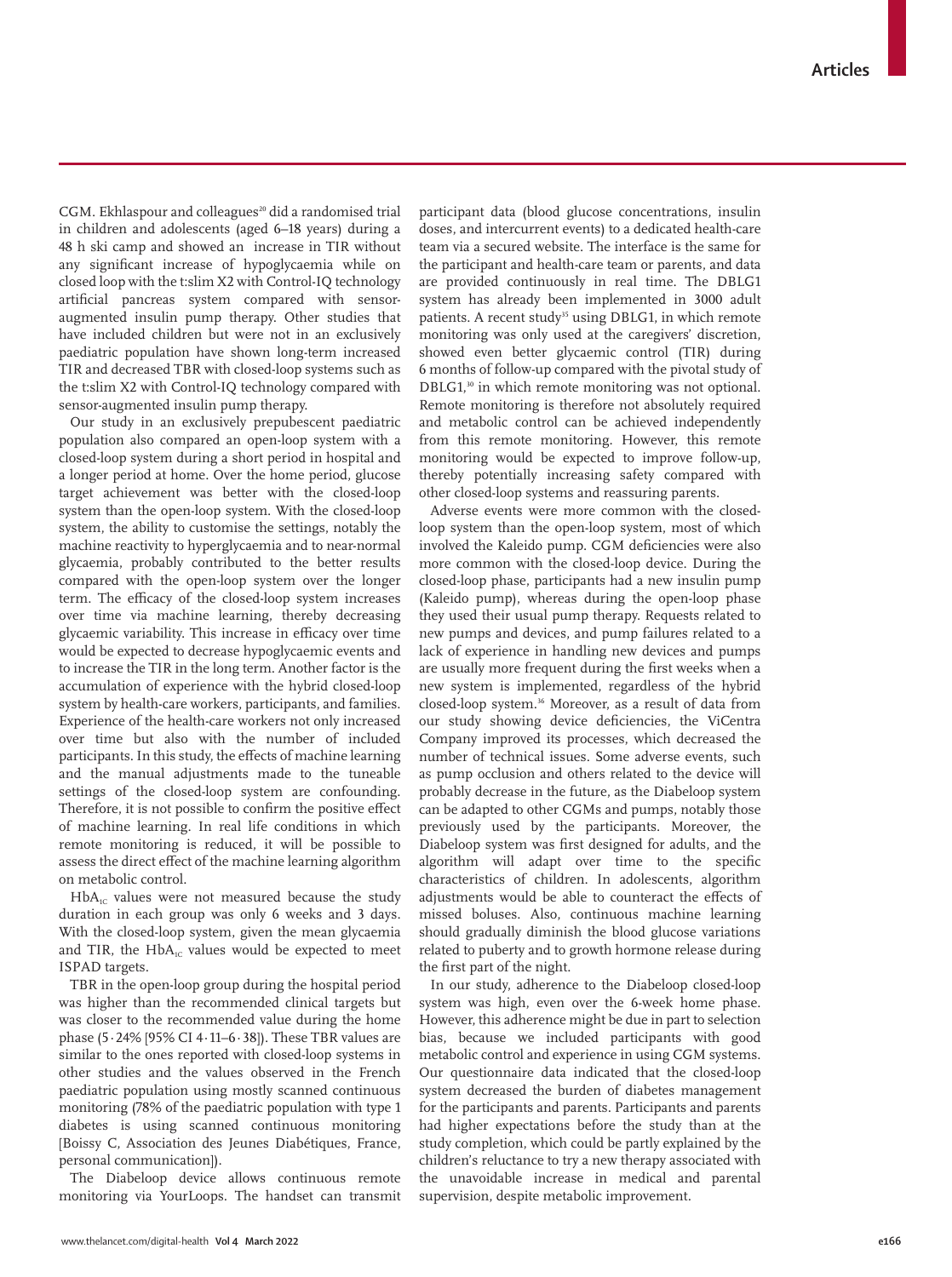CGM. Ekhlaspour and colleagues[20] did a randomised trial in children and adolescents (aged 6–18 years) during a 48 h ski camp and showed an increase in TIR without any significant increase of hypoglycaemia while on closed loop with the t:slim X2 with Control-IQ technology artificial pancreas system compared with sensor-augmented insulin pump therapy. Other studies that have included children but were not in an exclusively paediatric population have shown long-term increased TIR and decreased TBR with closed-loop systems such as the t:slim X2 with Control-IQ technology compared with sensor-augmented insulin pump therapy.

Our study in an exclusively prepubescent paediatric population also compared an open-loop system with a closed-loop system during a short period in hospital and a longer period at home. Over the home period, glucose target achievement was better with the closed-loop system than the open-loop system. With the closed-loop system, the ability to customise the settings, notably the machine reactivity to hyperglycaemia and to near-normal glycaemia, probably contributed to the better results compared with the open-loop system over the longer term. The efficacy of the closed-loop system increases over time via machine learning, thereby decreasing glycaemic variability. This increase in efficacy over time would be expected to decrease hypoglycaemic events and to increase the TIR in the long term. Another factor is the accumulation of experience with the hybrid closed-loop system by health-care workers, participants, and families. Experience of the health-care workers not only increased over time but also with the number of included participants. In this study, the effects of machine learning and the manual adjustments made to the tuneable settings of the closed-loop system are confounding. Therefore, it is not possible to confirm the positive effect of machine learning. In real life conditions in which remote monitoring is reduced, it will be possible to assess the direct effect of the machine learning algorithm on metabolic control.

$HbA_{1C}$ values were not measured because the study duration in each group was only 6 weeks and 3 days. With the closed-loop system, given the mean glycaemia and TIR, the $HbA_{1C}$ values would be expected to meet ISPAD targets.

TBR in the open-loop group during the hospital period was higher than the recommended clinical targets but was closer to the recommended value during the home phase (5·24% [95% CI 4·11–6·38]). These TBR values are similar to the ones reported with closed-loop systems in other studies and the values observed in the French paediatric population using mostly scanned continuous monitoring (78% of the paediatric population with type 1 diabetes is using scanned continuous monitoring [Boissy C, Association des Jeunes Diabétiques, France, personal communication]).

The Diabeloop device allows continuous remote monitoring via YourLoops. The handset can transmit participant data (blood glucose concentrations, insulin doses, and intercurrent events) to a dedicated health-care team via a secured website. The interface is the same for the participant and health-care team or parents, and data are provided continuously in real time. The DBLG1 system has already been implemented in 3000 adult patients. A recent study[35] using DBLG1, in which remote monitoring was only used at the caregivers' discretion, showed even better glycaemic control (TIR) during 6 months of follow-up compared with the pivotal study of DBLG1,[30] in which remote monitoring was not optional. Remote monitoring is therefore not absolutely required and metabolic control can be achieved independently from this remote monitoring. However, this remote monitoring would be expected to improve follow-up, thereby potentially increasing safety compared with other closed-loop systems and reassuring parents.

Adverse events were more common with the closed-loop system than the open-loop system, most of which involved the Kaleido pump. CGM deficiencies were also more common with the closed-loop device. During the closed-loop phase, participants had a new insulin pump (Kaleido pump), whereas during the open-loop phase they used their usual pump therapy. Requests related to new pumps and devices, and pump failures related to a lack of experience in handling new devices and pumps are usually more frequent during the first weeks when a new system is implemented, regardless of the hybrid closed-loop system.[36] Moreover, as a result of data from our study showing device deficiencies, the ViCentra Company improved its processes, which decreased the number of technical issues. Some adverse events, such as pump occlusion and others related to the device will probably decrease in the future, as the Diabeloop system can be adapted to other CGMs and pumps, notably those previously used by the participants. Moreover, the Diabeloop system was first designed for adults, and the algorithm will adapt over time to the specific characteristics of children. In adolescents, algorithm adjustments would be able to counteract the effects of missed boluses. Also, continuous machine learning should gradually diminish the blood glucose variations related to puberty and to growth hormone release during the first part of the night.

In our study, adherence to the Diabeloop closed-loop system was high, even over the 6-week home phase. However, this adherence might be due in part to selection bias, because we included participants with good metabolic control and experience in using CGM systems. Our questionnaire data indicated that the closed-loop system decreased the burden of diabetes management for the participants and parents. Participants and parents had higher expectations before the study than at the study completion, which could be partly explained by the children's reluctance to try a new therapy associated with the unavoidable increase in medical and parental supervision, despite metabolic improvement.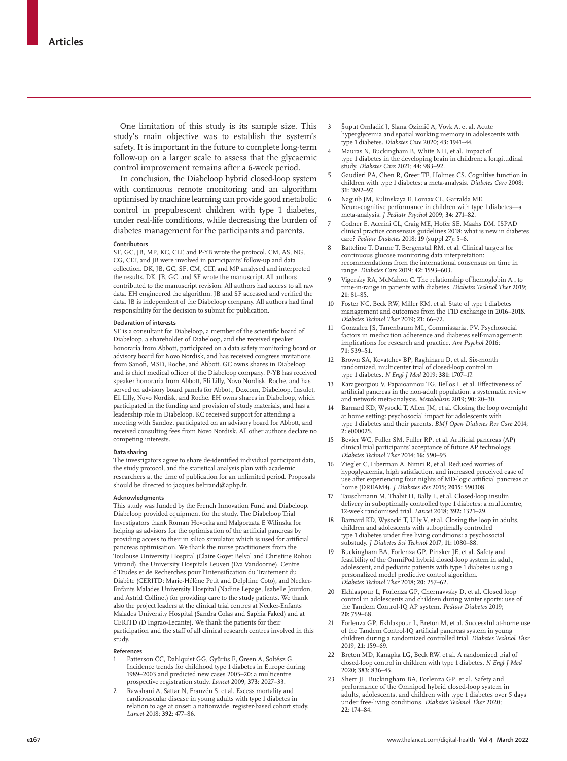One limitation of this study is its sample size. This study's main objective was to establish the system's safety. It is important in the future to complete long-term follow-up on a larger scale to assess that the glycaemic control improvement remains after a 6-week period.

In conclusion, the Diabeloop hybrid closed-loop system with continuous remote monitoring and an algorithm optimised by machine learning can provide good metabolic control in prepubescent children with type 1 diabetes, under real-life conditions, while decreasing the burden of diabetes management for the participants and parents.

#### Contributors

SF, GC, JB, MP, KC, CLT, and P-YB wrote the protocol. CM, AS, NG, CG, CLT, and JB were involved in participants' follow-up and data collection. DK, JB, GC, SF, CM, CLT, and MP analysed and interpreted the results. DK, JB, GC, and SF wrote the manuscript. All authors contributed to the manuscript revision. All authors had access to all raw data. EH engineered the algorithm. JB and SF accessed and verified the data. JB is independent of the Diabeloop company. All authors had final responsibility for the decision to submit for publication.

#### Declaration of interests

SF is a consultant for Diabeloop, a member of the scientific board of Diabeloop, a shareholder of Diabeloop, and she received speaker honoraria from Abbott, participated on a data safety monitoring board or advisory board for Novo Nordisk, and has received congress invitations from Sanofi, MSD, Roche, and Abbott. GC owns shares in Diabeloop and is chief medical officer of the Diabeloop company. P-YB has received speaker honoraria from Abbott, Eli Lilly, Novo Nordisk, Roche, and has served on advisory board panels for Abbott, Dexcom, Diabeloop, Insulet, Eli Lilly, Novo Nordisk, and Roche. EH owns shares in Diabeloop, which participated in the funding and provision of study materials, and has a leadership role in Diabeloop. KC received support for attending a meeting with Sandoz, participated on an advisory board for Abbott, and received consulting fees from Novo Nordisk. All other authors declare no competing interests.

#### Data sharing

The investigators agree to share de-identified individual participant data, the study protocol, and the statistical analysis plan with academic researchers at the time of publication for an unlimited period. Proposals should be directed to jacques.beltrand@aphp.fr.

#### Acknowledgments

This study was funded by the French Innovation Fund and Diabeloop. Diabeloop provided equipment for the study. The Diabeloop Trial Investigators thank Roman Hovorka and Malgorzata E Wilinska for helping as advisors for the optimisation of the artificial pancreas by providing access to their in silico simulator, which is used for artificial pancreas optimisation. We thank the nurse practitioners from the Toulouse University Hospital (Claire Goyet Belval and Christine Rohou Vitrand), the University Hospitals Leuven (Eva Vandoorne), Centre d'Etudes et de Recherches pour l'Intensification du Traitement du Diabète (CERITD; Marie-Hélène Petit and Delphine Coto), and Necker-Enfants Malades University Hospital (Nadine Lepage, Isabelle Jourdon, and Astrid Collinet) for providing care to the study patients. We thank also the project leaders at the clinical trial centres at Necker-Enfants Malades University Hospital (Sandra Colas and Saphia Faked) and at CERITD (D Ingrao-Lecante). We thank the patients for their participation and the staff of all clinical research centres involved in this study.

#### References

1. Patterson CC, Dahlquist GG, Gyürüs E, Green A, Soltész G. Incidence trends for childhood type 1 diabetes in Europe during 1989–2003 and predicted new cases 2005–20: a multicentre prospective registration study. *Lancet* 2009; **373:** 2027–33.
2. Rawshani A, Sattar N, Franzén S, et al. Excess mortality and cardiovascular disease in young adults with type 1 diabetes in relation to age at onset: a nationwide, register-based cohort study. *Lancet* 2018; **392:** 477–86.
3. Šuput Omladič J, Slana Ozimič A, Vovk A, et al. Acute hyperglycemia and spatial working memory in adolescents with type 1 diabetes. *Diabetes Care* 2020; **43:** 1941–44.
4. Mauras N, Buckingham B, White NH, et al. Impact of type 1 diabetes in the developing brain in children: a longitudinal study. *Diabetes Care* 2021; **44:** 983–92.
5. Gaudieri PA, Chen R, Greer TF, Holmes CS. Cognitive function in children with type 1 diabetes: a meta-analysis. *Diabetes Care* 2008; **31:** 1892–97.
6. Naguib JM, Kulinskaya E, Lomax CL, Garralda ME. Neuro-cognitive performance in children with type 1 diabetes—a meta-analysis. *J Pediatr Psychol* 2009; **34:** 271–82.
7. Codner E, Acerini CL, Craig ME, Hofer SE, Maahs DM. ISPAD clinical practice consensus guidelines 2018: what is new in diabetes care? *Pediatr Diabetes* 2018; **19** (suppl 27)**:** 5–6.
8. Battelino T, Danne T, Bergenstal RM, et al. Clinical targets for continuous glucose monitoring data interpretation: recommendations from the international consensus on time in range. *Diabetes Care* 2019; **42:** 1593–603.
9. Vigersky RA, McMahon C. The relationship of hemoglobin $A_{1C}$ to time-in-range in patients with diabetes. *Diabetes Technol Ther* 2019; **21:** 81–85.
10. Foster NC, Beck RW, Miller KM, et al. State of type 1 diabetes management and outcomes from the T1D exchange in 2016–2018. *Diabetes Technol Ther* 2019; **21:** 66–72.
11. Gonzalez JS, Tanenbaum ML, Commissariat PV. Psychosocial factors in medication adherence and diabetes self-management: implications for research and practice. *Am Psychol* 2016; **71:** 539–51.
12. Brown SA, Kovatchev BP, Raghinaru D, et al. Six-month randomized, multicenter trial of closed-loop control in type 1 diabetes. *N Engl J Med* 2019; **381:** 1707–17.
13. Karageorgiou V, Papaioannou TG, Bellos I, et al. Effectiveness of artificial pancreas in the non-adult population: a systematic review and network meta-analysis. *Metabolism* 2019; **90:** 20–30.
14. Barnard KD, Wysocki T, Allen JM, et al. Closing the loop overnight at home setting: psychosocial impact for adolescents with type 1 diabetes and their parents. *BMJ Open Diabetes Res Care* 2014; **2:** e000025.
15. Bevier WC, Fuller SM, Fuller RP, et al. Artificial pancreas (AP) clinical trial participants' acceptance of future AP technology. *Diabetes Technol Ther* 2014; **16:** 590–95.
16. Ziegler C, Liberman A, Nimri R, et al. Reduced worries of hypoglycaemia, high satisfaction, and increased perceived ease of use after experiencing four nights of MD-logic artificial pancreas at home (DREAM4). *J Diabetes Res* 2015; **2015:** 590308.
17. Tauschmann M, Thabit H, Bally L, et al. Closed-loop insulin delivery in suboptimally controlled type 1 diabetes: a multicentre, 12-week randomised trial. *Lancet* 2018; **392:** 1321–29.
18. Barnard KD, Wysocki T, Ully V, et al. Closing the loop in adults, children and adolescents with suboptimally controlled type 1 diabetes under free living conditions: a psychosocial substudy. *J Diabetes Sci Technol* 2017; **11:** 1080–88.
19. Buckingham BA, Forlenza GP, Pinsker JE, et al. Safety and feasibility of the OmniPod hybrid closed-loop system in adult, adolescent, and pediatric patients with type 1 diabetes using a personalized model predictive control algorithm. *Diabetes Technol Ther* 2018; **20:** 257–62.
20. Ekhlaspour L, Forlenza GP, Chernavvsky D, et al. Closed loop control in adolescents and children during winter sports: use of the Tandem Control-IQ AP system. *Pediatr Diabetes* 2019; **20:** 759–68.
21. Forlenza GP, Ekhlaspour L, Breton M, et al. Successful at-home use of the Tandem Control-IQ artificial pancreas system in young children during a randomized controlled trial. *Diabetes Technol Ther* 2019; **21:** 159–69.
22. Breton MD, Kanapka LG, Beck RW, et al. A randomized trial of closed-loop control in children with type 1 diabetes. *N Engl J Med* 2020; **383:** 836–45.
23. Sherr JL, Buckingham BA, Forlenza GP, et al. Safety and performance of the Omnipod hybrid closed-loop system in adults, adolescents, and children with type 1 diabetes over 5 days under free-living conditions. *Diabetes Technol Ther* 2020; **22:** 174–84.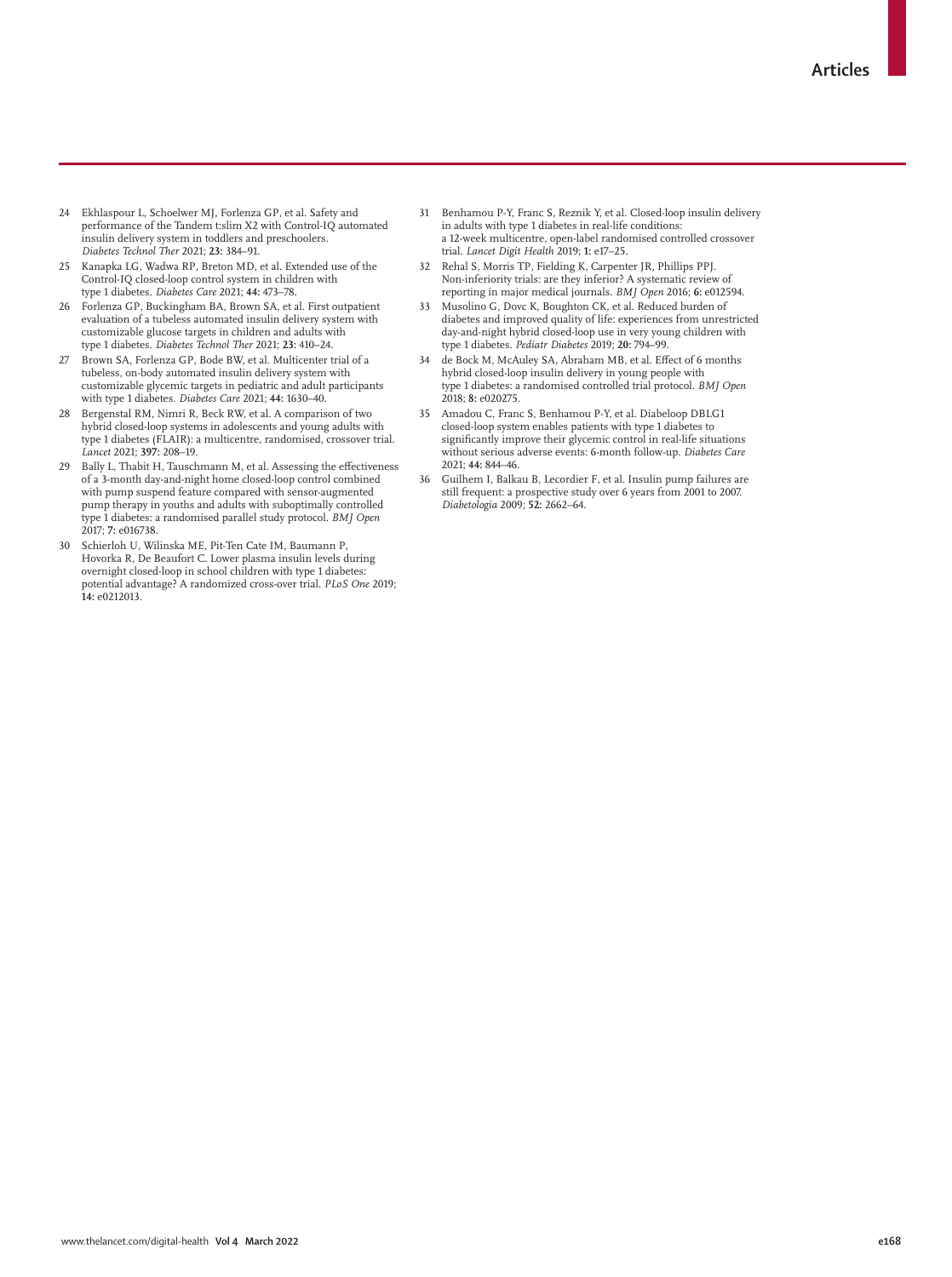24 Ekhlaspour L, Schoelwer MJ, Forlenza GP, et al. Safety and performance of the Tandem t:slim X2 with Control-IQ automated insulin delivery system in toddlers and preschoolers. *Diabetes Technol Ther* 2021; **23:** 384–91.

25 Kanapka LG, Wadwa RP, Breton MD, et al. Extended use of the Control-IQ closed-loop control system in children with type 1 diabetes. *Diabetes Care* 2021; **44:** 473–78.

26 Forlenza GP, Buckingham BA, Brown SA, et al. First outpatient evaluation of a tubeless automated insulin delivery system with customizable glucose targets in children and adults with type 1 diabetes. *Diabetes Technol Ther* 2021; **23:** 410–24.

27 Brown SA, Forlenza GP, Bode BW, et al. Multicenter trial of a tubeless, on-body automated insulin delivery system with customizable glycemic targets in pediatric and adult participants with type 1 diabetes. *Diabetes Care* 2021; **44:** 1630–40.

28 Bergenstal RM, Nimri R, Beck RW, et al. A comparison of two hybrid closed-loop systems in adolescents and young adults with type 1 diabetes (FLAIR): a multicentre, randomised, crossover trial. *Lancet* 2021; **397:** 208–19.

29 Bally L, Thabit H, Tauschmann M, et al. Assessing the effectiveness of a 3-month day-and-night home closed-loop control combined with pump suspend feature compared with sensor-augmented pump therapy in youths and adults with suboptimally controlled type 1 diabetes: a randomised parallel study protocol. *BMJ Open* 2017; **7:** e016738.

30 Schierloh U, Wilinska ME, Pit-Ten Cate IM, Baumann P, Hovorka R, De Beaufort C. Lower plasma insulin levels during overnight closed-loop in school children with type 1 diabetes: potential advantage? A randomized cross-over trial. *PLoS One* 2019; **14:** e0212013.

31 Benhamou P-Y, Franc S, Reznik Y, et al. Closed-loop insulin delivery in adults with type 1 diabetes in real-life conditions: a 12-week multicentre, open-label randomised controlled crossover trial. *Lancet Digit Health* 2019; **1:** e17–25.

32 Rehal S, Morris TP, Fielding K, Carpenter JR, Phillips PPJ. Non-inferiority trials: are they inferior? A systematic review of reporting in major medical journals. *BMJ Open* 2016; **6:** e012594.

33 Musolino G, Dovc K, Boughton CK, et al. Reduced burden of diabetes and improved quality of life: experiences from unrestricted day-and-night hybrid closed-loop use in very young children with type 1 diabetes. *Pediatr Diabetes* 2019; **20:** 794–99.

34 de Bock M, McAuley SA, Abraham MB, et al. Effect of 6 months hybrid closed-loop insulin delivery in young people with type 1 diabetes: a randomised controlled trial protocol. *BMJ Open* 2018; **8:** e020275.

35 Amadou C, Franc S, Benhamou P-Y, et al. Diabeloop DBLG1 closed-loop system enables patients with type 1 diabetes to significantly improve their glycemic control in real-life situations without serious adverse events: 6-month follow-up. *Diabetes Care* 2021; **44:** 844–46.

36 Guilhem I, Balkau B, Lecordier F, et al. Insulin pump failures are still frequent: a prospective study over 6 years from 2001 to 2007. *Diabetologia* 2009; **52:** 2662–64.